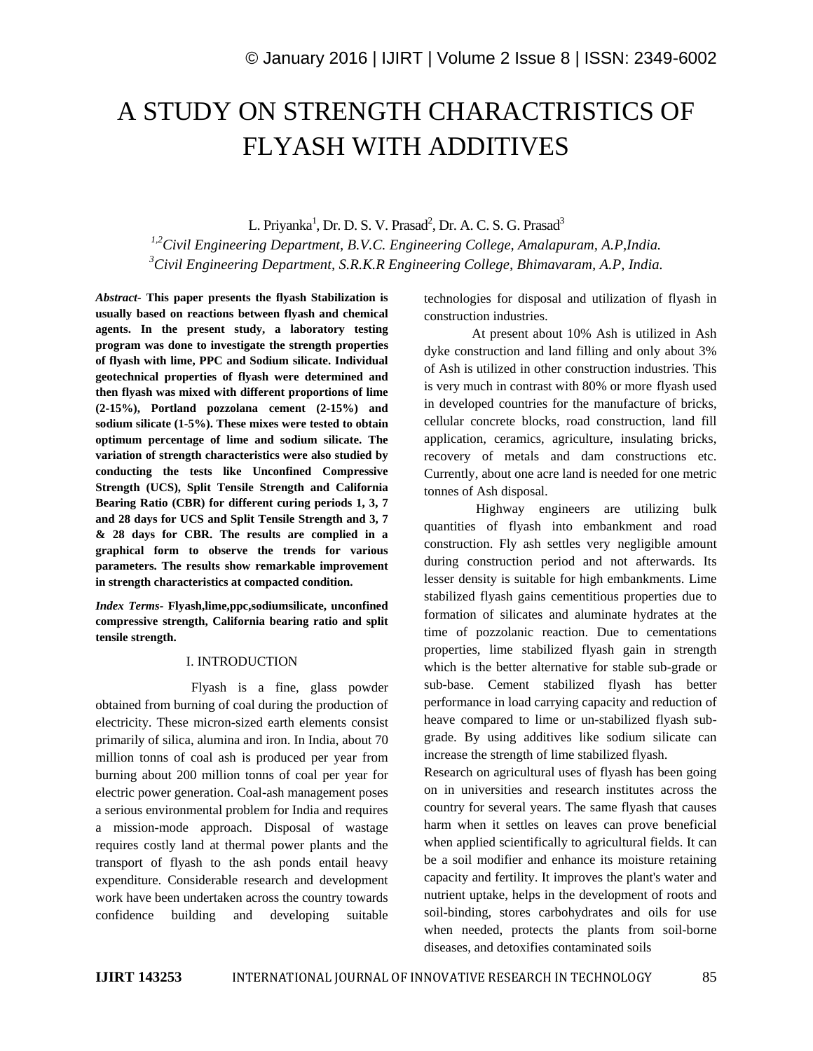# A STUDY ON STRENGTH CHARACTRISTICS OF FLYASH WITH ADDITIVES

L. Priyanka[1], Dr. D. S. V. Prasad[2], Dr. A. C. S. G. Prasad[3]

*[1,2]Civil Engineering Department, B.V.C. Engineering College, Amalapuram, A.P,India.*
*[3]Civil Engineering Department, S.R.K.R Engineering College, Bhimavaram, A.P, India.*

***Abstract*- This paper presents the flyash Stabilization is usually based on reactions between flyash and chemical agents. In the present study, a laboratory testing program was done to investigate the strength properties of flyash with lime, PPC and Sodium silicate. Individual geotechnical properties of flyash were determined and then flyash was mixed with different proportions of lime (2-15%), Portland pozzolana cement (2-15%) and sodium silicate (1-5%). These mixes were tested to obtain optimum percentage of lime and sodium silicate. The variation of strength characteristics were also studied by conducting the tests like Unconfined Compressive Strength (UCS), Split Tensile Strength and California Bearing Ratio (CBR) for different curing periods 1, 3, 7 and 28 days for UCS and Split Tensile Strength and 3, 7 & 28 days for CBR. The results are complied in a graphical form to observe the trends for various parameters. The results show remarkable improvement in strength characteristics at compacted condition.**

***Index Terms*- Flyash,lime,ppc,sodiumsilicate, unconfined compressive strength, California bearing ratio and split tensile strength.**

## I. INTRODUCTION

Flyash is a fine, glass powder obtained from burning of coal during the production of electricity. These micron-sized earth elements consist primarily of silica, alumina and iron. In India, about 70 million tonns of coal ash is produced per year from burning about 200 million tonns of coal per year for electric power generation. Coal-ash management poses a serious environmental problem for India and requires a mission-mode approach. Disposal of wastage requires costly land at thermal power plants and the transport of flyash to the ash ponds entail heavy expenditure. Considerable research and development work have been undertaken across the country towards confidence building and developing suitable technologies for disposal and utilization of flyash in construction industries.

At present about 10% Ash is utilized in Ash dyke construction and land filling and only about 3% of Ash is utilized in other construction industries. This is very much in contrast with 80% or more flyash used in developed countries for the manufacture of bricks, cellular concrete blocks, road construction, land fill application, ceramics, agriculture, insulating bricks, recovery of metals and dam constructions etc. Currently, about one acre land is needed for one metric tonnes of Ash disposal.

Highway engineers are utilizing bulk quantities of flyash into embankment and road construction. Fly ash settles very negligible amount during construction period and not afterwards. Its lesser density is suitable for high embankments. Lime stabilized flyash gains cementitious properties due to formation of silicates and aluminate hydrates at the time of pozzolanic reaction. Due to cementations properties, lime stabilized flyash gain in strength which is the better alternative for stable sub-grade or sub-base. Cement stabilized flyash has better performance in load carrying capacity and reduction of heave compared to lime or un-stabilized flyash sub-grade. By using additives like sodium silicate can increase the strength of lime stabilized flyash.

Research on agricultural uses of flyash has been going on in universities and research institutes across the country for several years. The same flyash that causes harm when it settles on leaves can prove beneficial when applied scientifically to agricultural fields. It can be a soil modifier and enhance its moisture retaining capacity and fertility. It improves the plant's water and nutrient uptake, helps in the development of roots and soil-binding, stores carbohydrates and oils for use when needed, protects the plants from soil-borne diseases, and detoxifies contaminated soils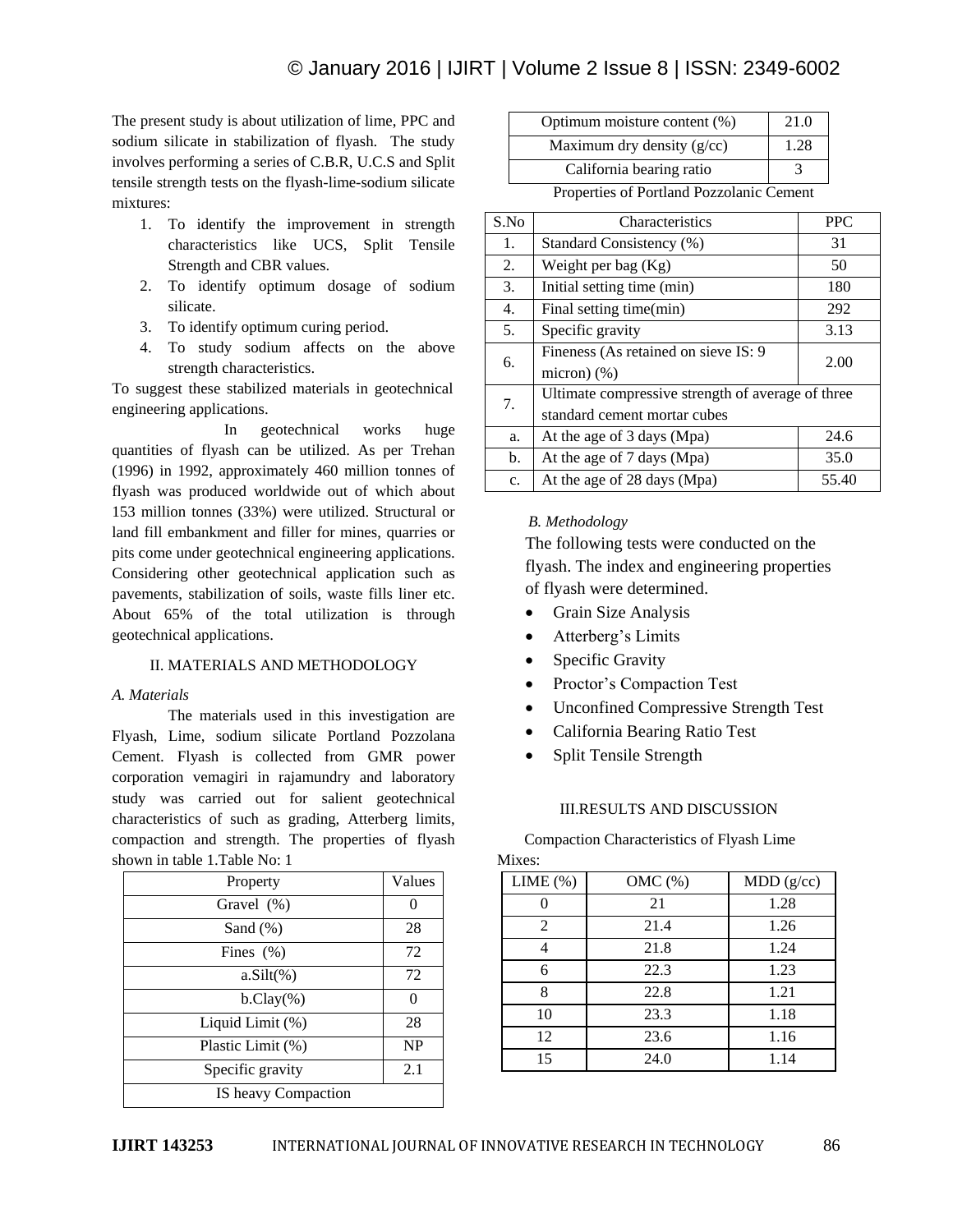The present study is about utilization of lime, PPC and sodium silicate in stabilization of flyash. The study involves performing a series of C.B.R, U.C.S and Split tensile strength tests on the flyash-lime-sodium silicate mixtures:

1. To identify the improvement in strength characteristics like UCS, Split Tensile Strength and CBR values.
2. To identify optimum dosage of sodium silicate.
3. To identify optimum curing period.
4. To study sodium affects on the above strength characteristics.

To suggest these stabilized materials in geotechnical engineering applications.

In geotechnical works huge quantities of flyash can be utilized. As per Trehan (1996) in 1992, approximately 460 million tonnes of flyash was produced worldwide out of which about 153 million tonnes (33%) were utilized. Structural or land fill embankment and filler for mines, quarries or pits come under geotechnical engineering applications. Considering other geotechnical application such as pavements, stabilization of soils, waste fills liner etc. About 65% of the total utilization is through geotechnical applications.

## II. MATERIALS AND METHODOLOGY

### *A. Materials*

The materials used in this investigation are Flyash, Lime, sodium silicate Portland Pozzolana Cement. Flyash is collected from GMR power corporation vemagiri in rajamundry and laboratory study was carried out for salient geotechnical characteristics of such as grading, Atterberg limits, compaction and strength. The properties of flyash shown in table 1.Table No: 1

| Property | Values |
|---|---|
| Gravel (%) | 0 |
| Sand (%) | 28 |
| Fines (%) | 72 |
| a.Silt(%) | 72 |
| b.Clay(%) | 0 |
| Liquid Limit (%) | 28 |
| Plastic Limit (%) | NP |
| Specific gravity | 2.1 |
| IS heavy Compaction | |
| Optimum moisture content (%) | 21.0 |
| Maximum dry density (g/cc) | 1.28 |
| California bearing ratio | 3 |

Properties of Portland Pozzolanic Cement

| S.No | Characteristics | PPC |
|---|---|---|
| 1. | Standard Consistency (%) | 31 |
| 2. | Weight per bag (Kg) | 50 |
| 3. | Initial setting time (min) | 180 |
| 4. | Final setting time(min) | 292 |
| 5. | Specific gravity | 3.13 |
| 6. | Fineness (As retained on sieve IS: 9 micron) (%) | 2.00 |
| 7. | Ultimate compressive strength of average of three standard cement mortar cubes | |
| a. | At the age of 3 days (Mpa) | 24.6 |
| b. | At the age of 7 days (Mpa) | 35.0 |
| c. | At the age of 28 days (Mpa) | 55.40 |

### *B. Methodology*

The following tests were conducted on the flyash. The index and engineering properties of flyash were determined.

- Grain Size Analysis
- Atterberg's Limits
- Specific Gravity
- Proctor's Compaction Test
- Unconfined Compressive Strength Test
- California Bearing Ratio Test
- Split Tensile Strength

## III.RESULTS AND DISCUSSION

Compaction Characteristics of Flyash Lime Mixes:

| LIME (%) | OMC (%) | MDD (g/cc) |
|---|---|---|
| 0 | 21 | 1.28 |
| 2 | 21.4 | 1.26 |
| 4 | 21.8 | 1.24 |
| 6 | 22.3 | 1.23 |
| 8 | 22.8 | 1.21 |
| 10 | 23.3 | 1.18 |
| 12 | 23.6 | 1.16 |
| 15 | 24.0 | 1.14 |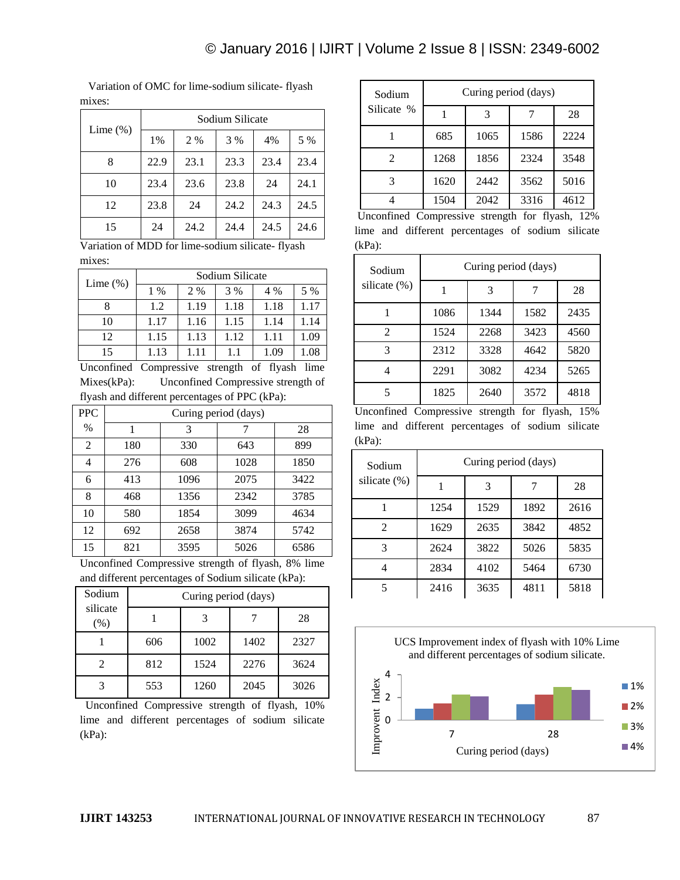Variation of OMC for lime-sodium silicate- flyash mixes:

| Lime (%) | Sodium Silicate | | | | |
|---|---|---|---|---|---|
| | 1% | 2 % | 3 % | 4% | 5 % |
| 8 | 22.9 | 23.1 | 23.3 | 23.4 | 23.4 |
| 10 | 23.4 | 23.6 | 23.8 | 24 | 24.1 |
| 12 | 23.8 | 24 | 24.2 | 24.3 | 24.5 |
| 15 | 24 | 24.2 | 24.4 | 24.5 | 24.6 |

Variation of MDD for lime-sodium silicate- flyash mixes:

| Lime (%) | Sodium Silicate | | | | |
|---|---|---|---|---|---|
| | 1 % | 2 % | 3 % | 4 % | 5 % |
| 8 | 1.2 | 1.19 | 1.18 | 1.18 | 1.17 |
| 10 | 1.17 | 1.16 | 1.15 | 1.14 | 1.14 |
| 12 | 1.15 | 1.13 | 1.12 | 1.11 | 1.09 |
| 15 | 1.13 | 1.11 | 1.1 | 1.09 | 1.08 |

Unconfined Compressive strength of flyash lime Mixes(kPa): Unconfined Compressive strength of flyash and different percentages of PPC (kPa):

| PPC % | Curing period (days) | | | |
|---|---|---|---|---|
| | 1 | 3 | 7 | 28 |
| 2 | 180 | 330 | 643 | 899 |
| 4 | 276 | 608 | 1028 | 1850 |
| 6 | 413 | 1096 | 2075 | 3422 |
| 8 | 468 | 1356 | 2342 | 3785 |
| 10 | 580 | 1854 | 3099 | 4634 |
| 12 | 692 | 2658 | 3874 | 5742 |
| 15 | 821 | 3595 | 5026 | 6586 |

Unconfined Compressive strength of flyash, 8% lime and different percentages of Sodium silicate (kPa):

| Sodium silicate (%) | Curing period (days) | | | |
|---|---|---|---|---|
| | 1 | 3 | 7 | 28 |
| 1 | 606 | 1002 | 1402 | 2327 |
| 2 | 812 | 1524 | 2276 | 3624 |
| 3 | 553 | 1260 | 2045 | 3026 |

Unconfined Compressive strength of flyash, 10% lime and different percentages of sodium silicate (kPa):

| Sodium Silicate % | Curing period (days) | | | |
|---|---|---|---|---|
| | 1 | 3 | 7 | 28 |
| 1 | 685 | 1065 | 1586 | 2224 |
| 2 | 1268 | 1856 | 2324 | 3548 |
| 3 | 1620 | 2442 | 3562 | 5016 |
| 4 | 1504 | 2042 | 3316 | 4612 |

Unconfined Compressive strength for flyash, 12% lime and different percentages of sodium silicate (kPa):

| Sodium silicate (%) | Curing period (days) | | | |
|---|---|---|---|---|
| | 1 | 3 | 7 | 28 |
| 1 | 1086 | 1344 | 1582 | 2435 |
| 2 | 1524 | 2268 | 3423 | 4560 |
| 3 | 2312 | 3328 | 4642 | 5820 |
| 4 | 2291 | 3082 | 4234 | 5265 |
| 5 | 1825 | 2640 | 3572 | 4818 |

Unconfined Compressive strength for flyash, 15% lime and different percentages of sodium silicate (kPa):

| Sodium silicate (%) | Curing period (days) | | | |
|---|---|---|---|---|
| | 1 | 3 | 7 | 28 |
| 1 | 1254 | 1529 | 1892 | 2616 |
| 2 | 1629 | 2635 | 3842 | 4852 |
| 3 | 2624 | 3822 | 5026 | 5835 |
| 4 | 2834 | 4102 | 5464 | 6730 |
| 5 | 2416 | 3635 | 4811 | 5818 |

UCS Improvement index of flyash with 10% Lime and different percentages of sodium silicate.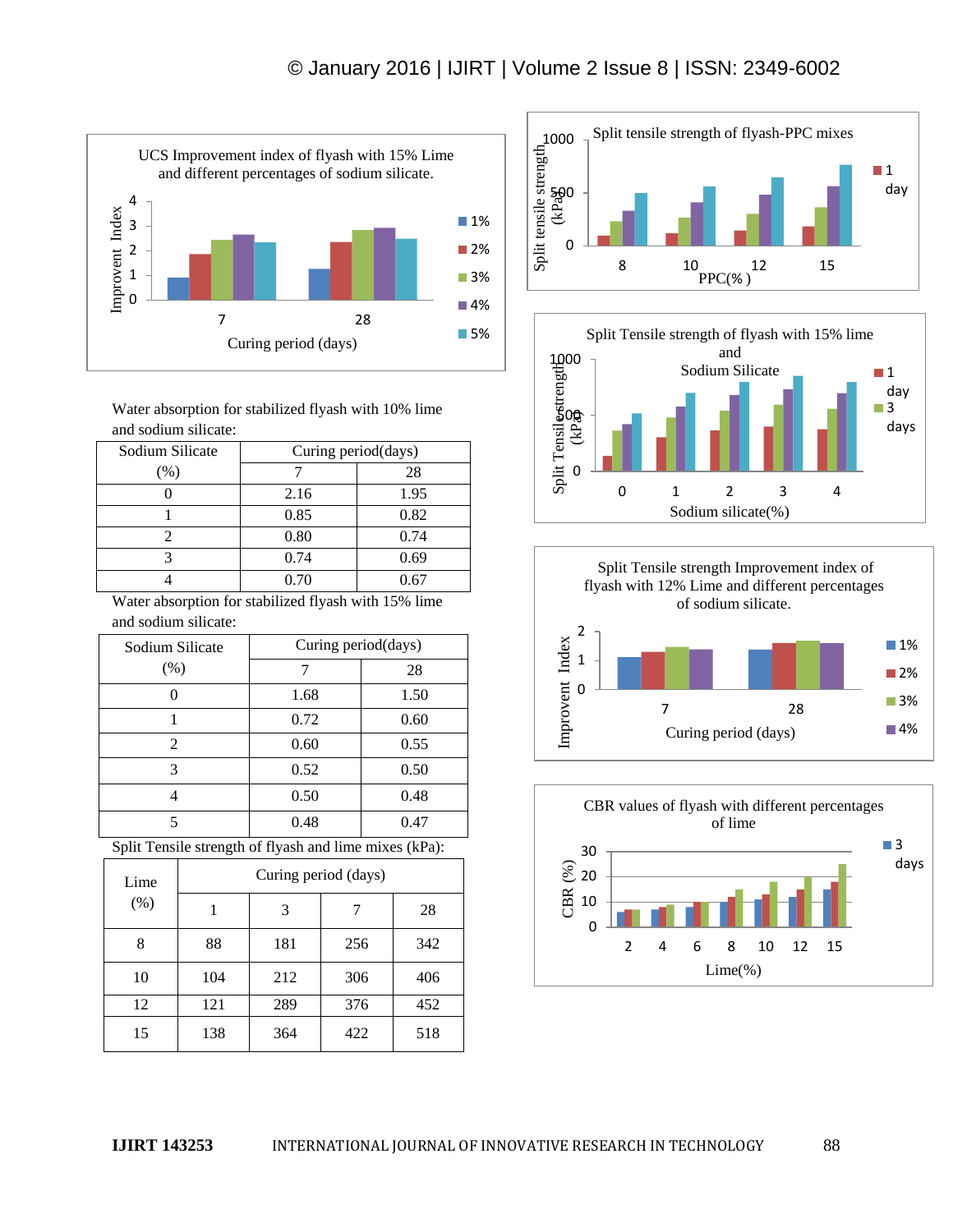UCS Improvement index of flyash with 15% Lime and different percentages of sodium silicate.

Water absorption for stabilized flyash with 10% lime and sodium silicate:

| Sodium Silicate (%) | Curing period(days) | |
|---|---|---|
| | 7 | 28 |
| 0 | 2.16 | 1.95 |
| 1 | 0.85 | 0.82 |
| 2 | 0.80 | 0.74 |
| 3 | 0.74 | 0.69 |
| 4 | 0.70 | 0.67 |

Water absorption for stabilized flyash with 15% lime and sodium silicate:

| Sodium Silicate (%) | Curing period(days) | |
|---|---|---|
| | 7 | 28 |
| 0 | 1.68 | 1.50 |
| 1 | 0.72 | 0.60 |
| 2 | 0.60 | 0.55 |
| 3 | 0.52 | 0.50 |
| 4 | 0.50 | 0.48 |
| 5 | 0.48 | 0.47 |

Split Tensile strength of flyash and lime mixes (kPa):

| Lime (%) | Curing period (days) | | | |
|---|---|---|---|---|
| | 1 | 3 | 7 | 28 |
| 8 | 88 | 181 | 256 | 342 |
| 10 | 104 | 212 | 306 | 406 |
| 12 | 121 | 289 | 376 | 452 |
| 15 | 138 | 364 | 422 | 518 |

Split tensile strength of flyash-PPC mixes

Split Tensile strength of flyash with 15% lime and Sodium Silicate

Split Tensile strength Improvement index of flyash with 12% Lime and different percentages of sodium silicate.

CBR values of flyash with different percentages of lime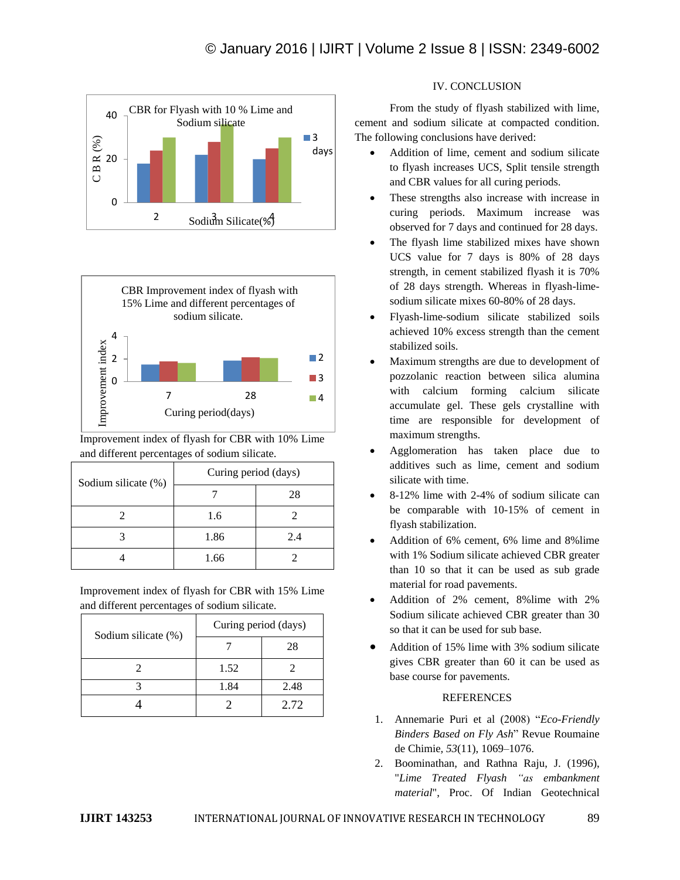CBR for Flyash with 10 % Lime and Sodium silicate

CBR Improvement index of flyash with 15% Lime and different percentages of sodium silicate.

Improvement index of flyash for CBR with 10% Lime and different percentages of sodium silicate.

| Sodium silicate (%) | Curing period (days) | |
|---|---|---|
| | 7 | 28 |
| 2 | 1.6 | 2 |
| 3 | 1.86 | 2.4 |
| 4 | 1.66 | 2 |

Improvement index of flyash for CBR with 15% Lime and different percentages of sodium silicate.

| Sodium silicate (%) | Curing period (days) | |
|---|---|---|
| | 7 | 28 |
| 2 | 1.52 | 2 |
| 3 | 1.84 | 2.48 |
| 4 | 2 | 2.72 |

## IV. CONCLUSION

From the study of flyash stabilized with lime, cement and sodium silicate at compacted condition. The following conclusions have derived:

- Addition of lime, cement and sodium silicate to flyash increases UCS, Split tensile strength and CBR values for all curing periods.
- These strengths also increase with increase in curing periods. Maximum increase was observed for 7 days and continued for 28 days.
- The flyash lime stabilized mixes have shown UCS value for 7 days is 80% of 28 days strength, in cement stabilized flyash it is 70% of 28 days strength. Whereas in flyash-lime-sodium silicate mixes 60-80% of 28 days.
- Flyash-lime-sodium silicate stabilized soils achieved 10% excess strength than the cement stabilized soils.
- Maximum strengths are due to development of pozzolanic reaction between silica alumina with calcium forming calcium silicate accumulate gel. These gels crystalline with time are responsible for development of maximum strengths.
- Agglomeration has taken place due to additives such as lime, cement and sodium silicate with time.
- 8-12% lime with 2-4% of sodium silicate can be comparable with 10-15% of cement in flyash stabilization.
- Addition of 6% cement, 6% lime and 8%lime with 1% Sodium silicate achieved CBR greater than 10 so that it can be used as sub grade material for road pavements.
- Addition of 2% cement, 8%lime with 2% Sodium silicate achieved CBR greater than 30 so that it can be used for sub base.
- Addition of 15% lime with 3% sodium silicate gives CBR greater than 60 it can be used as base course for pavements.

## REFERENCES

1. Annemarie Puri et al (2008) "*Eco-Friendly Binders Based on Fly Ash*" Revue Roumaine de Chimie, *53*(11), 1069–1076.
2. Boominathan, and Rathna Raju, J. (1996), "*Lime Treated Flyash "as embankment material*", Proc. Of Indian Geotechnical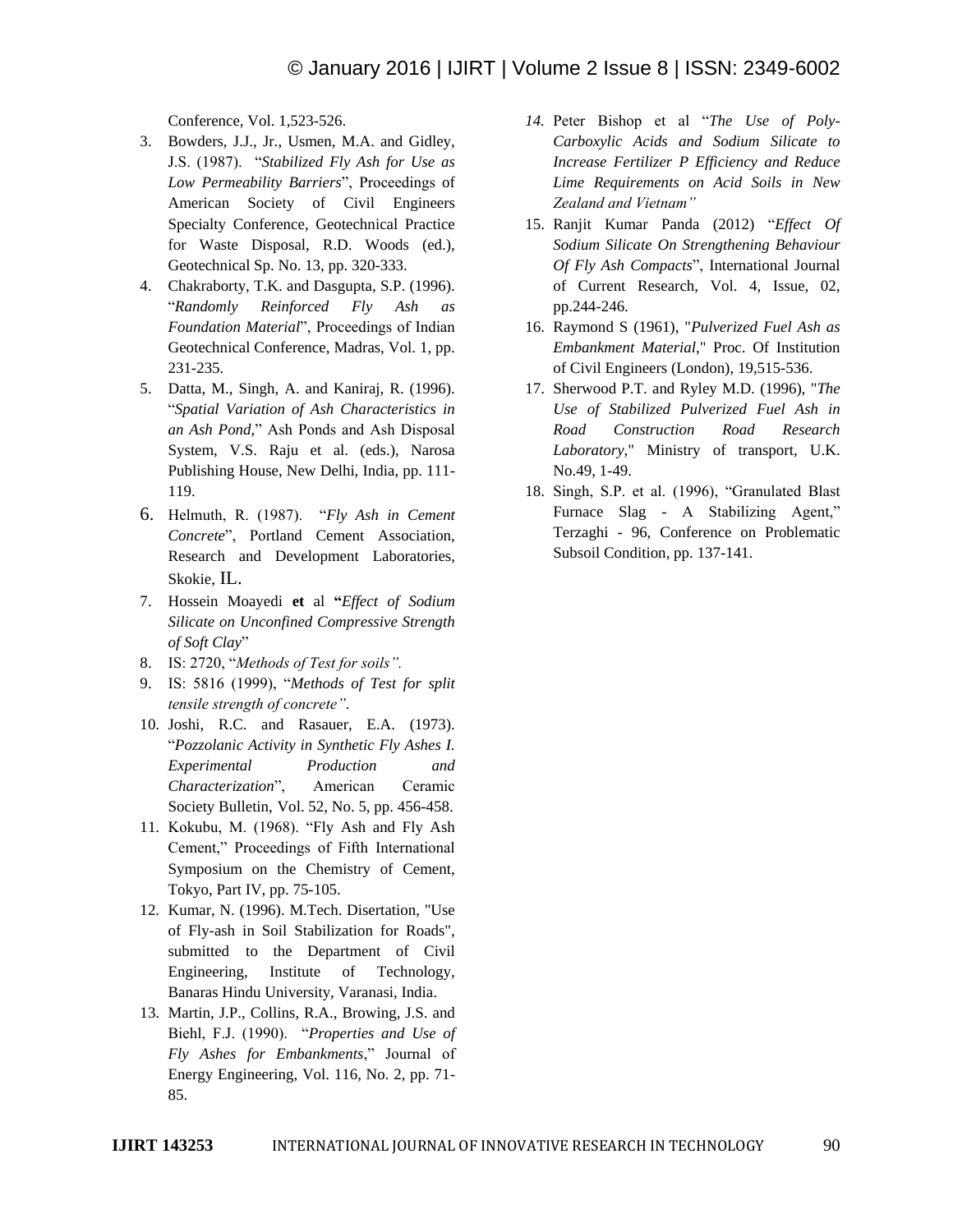Conference, Vol. 1,523-526.

3. Bowders, J.J., Jr., Usmen, M.A. and Gidley, J.S. (1987). "*Stabilized Fly Ash for Use as Low Permeability Barriers*", Proceedings of American Society of Civil Engineers Specialty Conference, Geotechnical Practice for Waste Disposal, R.D. Woods (ed.), Geotechnical Sp. No. 13, pp. 320-333.
4. Chakraborty, T.K. and Dasgupta, S.P. (1996). "*Randomly Reinforced Fly Ash as Foundation Material*", Proceedings of Indian Geotechnical Conference, Madras, Vol. 1, pp. 231-235.
5. Datta, M., Singh, A. and Kaniraj, R. (1996). "*Spatial Variation of Ash Characteristics in an Ash Pond*," Ash Ponds and Ash Disposal System, V.S. Raju et al. (eds.), Narosa Publishing House, New Delhi, India, pp. 111-119.
6. Helmuth, R. (1987). "*Fly Ash in Cement Concrete*", Portland Cement Association, Research and Development Laboratories, Skokie, IL.
7. Hossein Moayedi **et** al **"***Effect of Sodium Silicate on Unconfined Compressive Strength of Soft Clay*"
8. IS: 2720, "*Methods of Test for soils".*
9. IS: 5816 (1999), "*Methods of Test for split tensile strength of concrete"*.
10. Joshi, R.C. and Rasauer, E.A. (1973). "*Pozzolanic Activity in Synthetic Fly Ashes I. Experimental Production and Characterization*", American Ceramic Society Bulletin, Vol. 52, No. 5, pp. 456-458.
11. Kokubu, M. (1968). "Fly Ash and Fly Ash Cement," Proceedings of Fifth International Symposium on the Chemistry of Cement, Tokyo, Part IV, pp. 75-105.
12. Kumar, N. (1996). M.Tech. Disertation, "Use of Fly-ash in Soil Stabilization for Roads", submitted to the Department of Civil Engineering, Institute of Technology, Banaras Hindu University, Varanasi, India.
13. Martin, J.P., Collins, R.A., Browing, J.S. and Biehl, F.J. (1990). "*Properties and Use of Fly Ashes for Embankments*," Journal of Energy Engineering, Vol. 116, No. 2, pp. 71-85.
14. Peter Bishop et al "*The Use of Poly-Carboxylic Acids and Sodium Silicate to Increase Fertilizer P Efficiency and Reduce Lime Requirements on Acid Soils in New Zealand and Vietnam"*
15. Ranjit Kumar Panda (2012) "*Effect Of Sodium Silicate On Strengthening Behaviour Of Fly Ash Compacts*", International Journal of Current Research, Vol. 4, Issue, 02, pp.244-246.
16. Raymond S (1961), "*Pulverized Fuel Ash as Embankment Material*," Proc. Of Institution of Civil Engineers (London), 19,515-536.
17. Sherwood P.T. and Ryley M.D. (1996), "*The Use of Stabilized Pulverized Fuel Ash in Road Construction Road Research Laboratory*," Ministry of transport, U.K. No.49, 1-49.
18. Singh, S.P. et al. (1996), "Granulated Blast Furnace Slag - A Stabilizing Agent," Terzaghi - 96, Conference on Problematic Subsoil Condition, pp. 137-141.